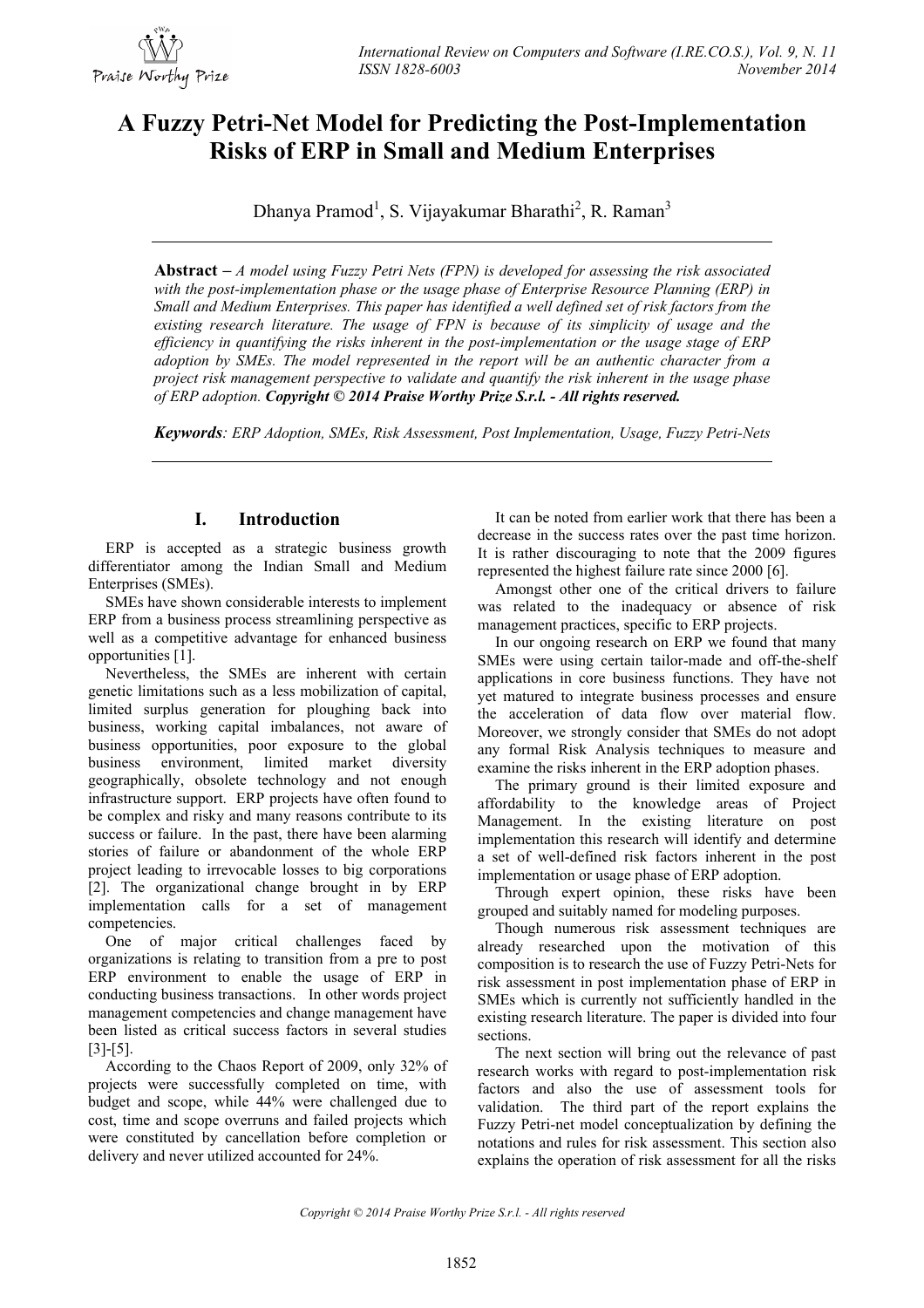# A Fuzzy Petri-Net Model for Predicting the Post-Implementation Risks of ERP in Small and Medium Enterprises

Dhanya Pramod[1], S. Vijayakumar Bharathi[2], R. Raman[3]

**Abstract** – *A model using Fuzzy Petri Nets (FPN) is developed for assessing the risk associated with the post-implementation phase or the usage phase of Enterprise Resource Planning (ERP) in Small and Medium Enterprises. This paper has identified a well defined set of risk factors from the existing research literature. The usage of FPN is because of its simplicity of usage and the efficiency in quantifying the risks inherent in the post-implementation or the usage stage of ERP adoption by SMEs. The model represented in the report will be an authentic character from a project risk management perspective to validate and quantify the risk inherent in the usage phase of ERP adoption.* ***Copyright © 2014 Praise Worthy Prize S.r.l. - All rights reserved.***

***Keywords****: ERP Adoption, SMEs, Risk Assessment, Post Implementation, Usage, Fuzzy Petri-Nets*

## I. Introduction

ERP is accepted as a strategic business growth differentiator among the Indian Small and Medium Enterprises (SMEs).

SMEs have shown considerable interests to implement ERP from a business process streamlining perspective as well as a competitive advantage for enhanced business opportunities [1].

Nevertheless, the SMEs are inherent with certain genetic limitations such as a less mobilization of capital, limited surplus generation for ploughing back into business, working capital imbalances, not aware of business opportunities, poor exposure to the global business environment, limited market diversity geographically, obsolete technology and not enough infrastructure support. ERP projects have often found to be complex and risky and many reasons contribute to its success or failure. In the past, there have been alarming stories of failure or abandonment of the whole ERP project leading to irrevocable losses to big corporations [2]. The organizational change brought in by ERP implementation calls for a set of management competencies.

One of major critical challenges faced by organizations is relating to transition from a pre to post ERP environment to enable the usage of ERP in conducting business transactions. In other words project management competencies and change management have been listed as critical success factors in several studies [3]-[5].

According to the Chaos Report of 2009, only 32% of projects were successfully completed on time, with budget and scope, while 44% were challenged due to cost, time and scope overruns and failed projects which were constituted by cancellation before completion or delivery and never utilized accounted for 24%.

It can be noted from earlier work that there has been a decrease in the success rates over the past time horizon. It is rather discouraging to note that the 2009 figures represented the highest failure rate since 2000 [6].

Amongst other one of the critical drivers to failure was related to the inadequacy or absence of risk management practices, specific to ERP projects.

In our ongoing research on ERP we found that many SMEs were using certain tailor-made and off-the-shelf applications in core business functions. They have not yet matured to integrate business processes and ensure the acceleration of data flow over material flow. Moreover, we strongly consider that SMEs do not adopt any formal Risk Analysis techniques to measure and examine the risks inherent in the ERP adoption phases.

The primary ground is their limited exposure and affordability to the knowledge areas of Project Management. In the existing literature on post implementation this research will identify and determine a set of well-defined risk factors inherent in the post implementation or usage phase of ERP adoption.

Through expert opinion, these risks have been grouped and suitably named for modeling purposes.

Though numerous risk assessment techniques are already researched upon the motivation of this composition is to research the use of Fuzzy Petri-Nets for risk assessment in post implementation phase of ERP in SMEs which is currently not sufficiently handled in the existing research literature. The paper is divided into four sections.

The next section will bring out the relevance of past research works with regard to post-implementation risk factors and also the use of assessment tools for validation. The third part of the report explains the Fuzzy Petri-net model conceptualization by defining the notations and rules for risk assessment. This section also explains the operation of risk assessment for all the risks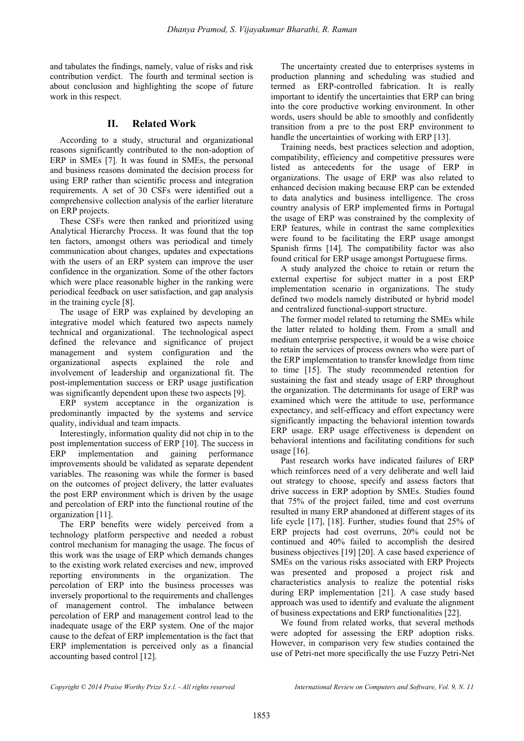and tabulates the findings, namely, value of risks and risk contribution verdict. The fourth and terminal section is about conclusion and highlighting the scope of future work in this respect.

## II. Related Work

According to a study, structural and organizational reasons significantly contributed to the non-adoption of ERP in SMEs [7]. It was found in SMEs, the personal and business reasons dominated the decision process for using ERP rather than scientific process and integration requirements. A set of 30 CSFs were identified out a comprehensive collection analysis of the earlier literature on ERP projects.

These CSFs were then ranked and prioritized using Analytical Hierarchy Process. It was found that the top ten factors, amongst others was periodical and timely communication about changes, updates and expectations with the users of an ERP system can improve the user confidence in the organization. Some of the other factors which were place reasonable higher in the ranking were periodical feedback on user satisfaction, and gap analysis in the training cycle [8].

The usage of ERP was explained by developing an integrative model which featured two aspects namely technical and organizational. The technological aspect defined the relevance and significance of project management and system configuration and the organizational aspects explained the role and involvement of leadership and organizational fit. The post-implementation success or ERP usage justification was significantly dependent upon these two aspects [9].

ERP system acceptance in the organization is predominantly impacted by the systems and service quality, individual and team impacts.

Interestingly, information quality did not chip in to the post implementation success of ERP [10]. The success in ERP implementation and gaining performance improvements should be validated as separate dependent variables. The reasoning was while the former is based on the outcomes of project delivery, the latter evaluates the post ERP environment which is driven by the usage and percolation of ERP into the functional routine of the organization [11].

The ERP benefits were widely perceived from a technology platform perspective and needed a robust control mechanism for managing the usage. The focus of this work was the usage of ERP which demands changes to the existing work related exercises and new, improved reporting environments in the organization. The percolation of ERP into the business processes was inversely proportional to the requirements and challenges of management control. The imbalance between percolation of ERP and management control lead to the inadequate usage of the ERP system. One of the major cause to the defeat of ERP implementation is the fact that ERP implementation is perceived only as a financial accounting based control [12].

The uncertainty created due to enterprises systems in production planning and scheduling was studied and termed as ERP-controlled fabrication. It is really important to identify the uncertainties that ERP can bring into the core productive working environment. In other words, users should be able to smoothly and confidently transition from a pre to the post ERP environment to handle the uncertainties of working with ERP [13].

Training needs, best practices selection and adoption, compatibility, efficiency and competitive pressures were listed as antecedents for the usage of ERP in organizations. The usage of ERP was also related to enhanced decision making because ERP can be extended to data analytics and business intelligence. The cross country analysis of ERP implemented firms in Portugal the usage of ERP was constrained by the complexity of ERP features, while in contrast the same complexities were found to be facilitating the ERP usage amongst Spanish firms [14]. The compatibility factor was also found critical for ERP usage amongst Portuguese firms.

A study analyzed the choice to retain or return the external expertise for subject matter in a post ERP implementation scenario in organizations. The study defined two models namely distributed or hybrid model and centralized functional-support structure.

The former model related to returning the SMEs while the latter related to holding them. From a small and medium enterprise perspective, it would be a wise choice to retain the services of process owners who were part of the ERP implementation to transfer knowledge from time to time [15]. The study recommended retention for sustaining the fast and steady usage of ERP throughout the organization. The determinants for usage of ERP was examined which were the attitude to use, performance expectancy, and self-efficacy and effort expectancy were significantly impacting the behavioral intention towards ERP usage. ERP usage effectiveness is dependent on behavioral intentions and facilitating conditions for such usage [16].

Past research works have indicated failures of ERP which reinforces need of a very deliberate and well laid out strategy to choose, specify and assess factors that drive success in ERP adoption by SMEs. Studies found that 75% of the project failed, time and cost overruns resulted in many ERP abandoned at different stages of its life cycle [17], [18]. Further, studies found that 25% of ERP projects had cost overruns, 20% could not be continued and 40% failed to accomplish the desired business objectives [19] [20]. A case based experience of SMEs on the various risks associated with ERP Projects was presented and proposed a project risk and characteristics analysis to realize the potential risks during ERP implementation [21]. A case study based approach was used to identify and evaluate the alignment of business expectations and ERP functionalities [22].

We found from related works, that several methods were adopted for assessing the ERP adoption risks. However, in comparison very few studies contained the use of Petri-net more specifically the use Fuzzy Petri-Net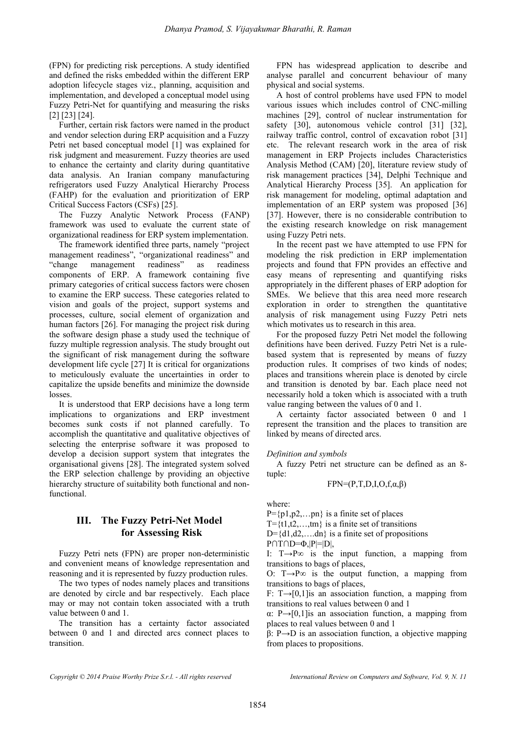(FPN) for predicting risk perceptions. A study identified and defined the risks embedded within the different ERP adoption lifecycle stages viz., planning, acquisition and implementation, and developed a conceptual model using Fuzzy Petri-Net for quantifying and measuring the risks [2] [23] [24].

Further, certain risk factors were named in the product and vendor selection during ERP acquisition and a Fuzzy Petri net based conceptual model [1] was explained for risk judgment and measurement. Fuzzy theories are used to enhance the certainty and clarity during quantitative data analysis. An Iranian company manufacturing refrigerators used Fuzzy Analytical Hierarchy Process (FAHP) for the evaluation and prioritization of ERP Critical Success Factors (CSFs) [25].

The Fuzzy Analytic Network Process (FANP) framework was used to evaluate the current state of organizational readiness for ERP system implementation.

The framework identified three parts, namely "project management readiness", "organizational readiness" and "change management readiness" as readiness components of ERP. A framework containing five primary categories of critical success factors were chosen to examine the ERP success. These categories related to vision and goals of the project, support systems and processes, culture, social element of organization and human factors [26]. For managing the project risk during the software design phase a study used the technique of fuzzy multiple regression analysis. The study brought out the significant of risk management during the software development life cycle [27] It is critical for organizations to meticulously evaluate the uncertainties in order to capitalize the upside benefits and minimize the downside losses.

It is understood that ERP decisions have a long term implications to organizations and ERP investment becomes sunk costs if not planned carefully. To accomplish the quantitative and qualitative objectives of selecting the enterprise software it was proposed to develop a decision support system that integrates the organisational givens [28]. The integrated system solved the ERP selection challenge by providing an objective hierarchy structure of suitability both functional and non-functional.

## III. The Fuzzy Petri-Net Model for Assessing Risk

Fuzzy Petri nets (FPN) are proper non-deterministic and convenient means of knowledge representation and reasoning and it is represented by fuzzy production rules.

The two types of nodes namely places and transitions are denoted by circle and bar respectively. Each place may or may not contain token associated with a truth value between 0 and 1.

The transition has a certainty factor associated between 0 and 1 and directed arcs connect places to transition.

FPN has widespread application to describe and analyse parallel and concurrent behaviour of many physical and social systems.

A host of control problems have used FPN to model various issues which includes control of CNC-milling machines [29], control of nuclear instrumentation for safety [30], autonomous vehicle control [31] [32], railway traffic control, control of excavation robot [31] etc. The relevant research work in the area of risk management in ERP Projects includes Characteristics Analysis Method (CAM) [20], literature review study of risk management practices [34], Delphi Technique and Analytical Hierarchy Process [35]. An application for risk management for modeling, optimal adaptation and implementation of an ERP system was proposed [36] [37]. However, there is no considerable contribution to the existing research knowledge on risk management using Fuzzy Petri nets.

In the recent past we have attempted to use FPN for modeling the risk prediction in ERP implementation projects and found that FPN provides an effective and easy means of representing and quantifying risks appropriately in the different phases of ERP adoption for SMEs. We believe that this area need more research exploration in order to strengthen the quantitative analysis of risk management using Fuzzy Petri nets which motivates us to research in this area.

For the proposed fuzzy Petri Net model the following definitions have been derived. Fuzzy Petri Net is a rule-based system that is represented by means of fuzzy production rules. It comprises of two kinds of nodes; places and transitions wherein place is denoted by circle and transition is denoted by bar. Each place need not necessarily hold a token which is associated with a truth value ranging between the values of 0 and 1.

A certainty factor associated between 0 and 1 represent the transition and the places to transition are linked by means of directed arcs.

*Definition and symbols*

A fuzzy Petri net structure can be defined as an 8-tuple:

$$FPN=(P,T,D,I,O,f,\alpha,\beta)$$

where:

$P=\{p1,p2,\ldots pn\}$ is a finite set of places

$T=\{t1,t2,\ldots,tm\}$ is a finite set of transitions

$D=\{d1,d2,\ldots .dn\}$ is a finite set of propositions

$P\cap T\cap D=\Phi, |P|=|D|$,

I: $T\rightarrow P\infty$ is the input function, a mapping from transitions to bags of places,

O: $T\rightarrow P\infty$ is the output function, a mapping from transitions to bags of places,

F: $T\rightarrow[0,1]$is an association function, a mapping from transitions to real values between 0 and 1

α: $P\rightarrow[0,1]$is an association function, a mapping from places to real values between 0 and 1

β: $P\rightarrow D$ is an association function, a objective mapping from places to propositions.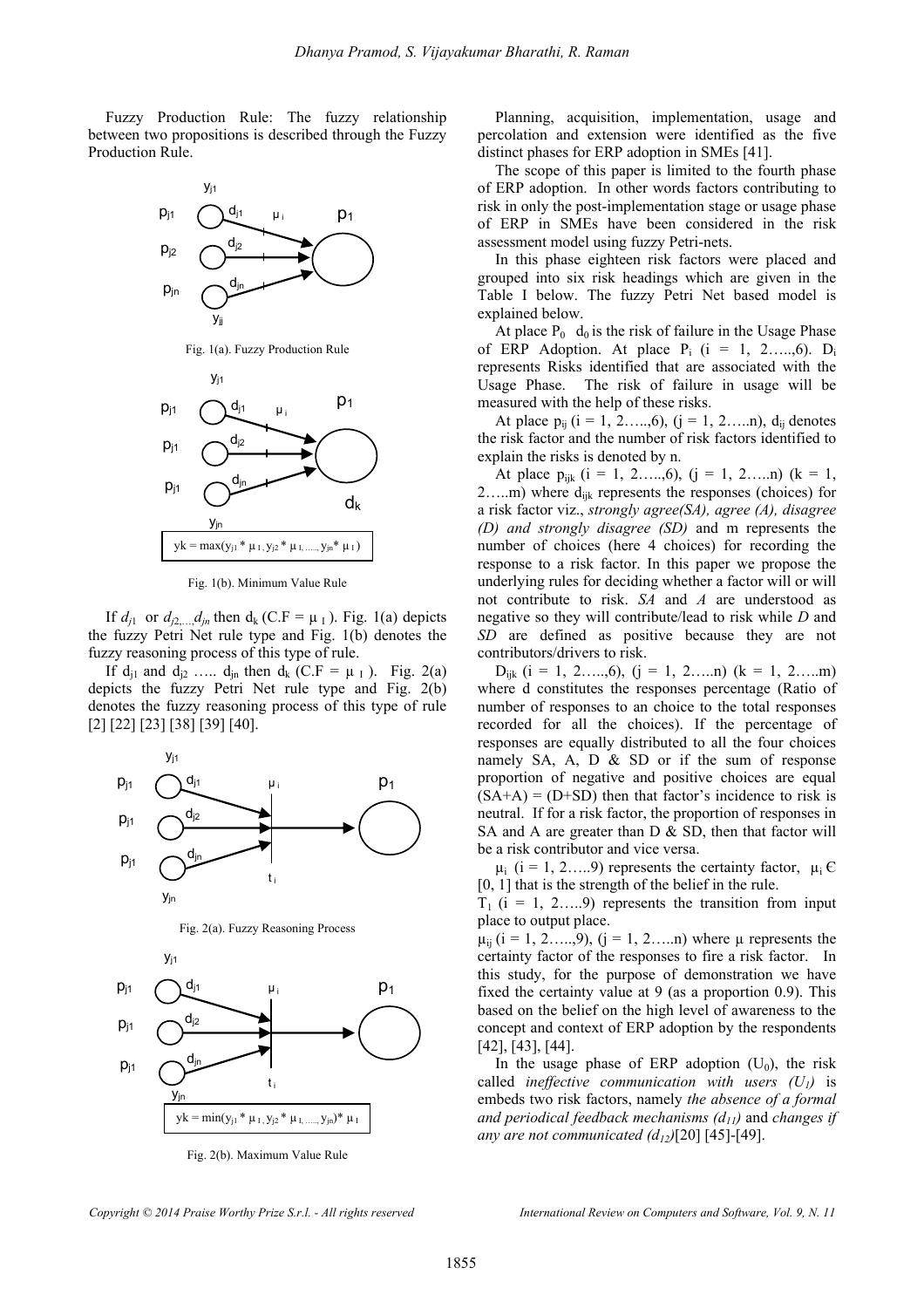Fuzzy Production Rule: The fuzzy relationship between two propositions is described through the Fuzzy Production Rule.

Fig. 1(a). Fuzzy Production Rule

$yk = \max(y_{j1} * \mu_I, y_{j2} * \mu_I, \ldots, y_{jn} * \mu_I)$

Fig. 1(b). Minimum Value Rule

If $d_{j1}$ or $d_{j2,\ldots,}d_{jn}$ then $d_k$ (C.F = $\mu_I$ ). Fig. 1(a) depicts the fuzzy Petri Net rule type and Fig. 1(b) denotes the fuzzy reasoning process of this type of rule.

If $d_{j1}$ and $d_{j2}$ ….. $d_{jn}$ then $d_k$ (C.F = $\mu_I$ ). Fig. 2(a) depicts the fuzzy Petri Net rule type and Fig. 2(b) denotes the fuzzy reasoning process of this type of rule [2] [22] [23] [38] [39] [40].

Fig. 2(a). Fuzzy Reasoning Process

$yk = \min(y_{j1} * \mu_I, y_{j2} * \mu_I, \ldots, y_{jn}) * \mu_I$

Fig. 2(b). Maximum Value Rule

Planning, acquisition, implementation, usage and percolation and extension were identified as the five distinct phases for ERP adoption in SMEs [41].

The scope of this paper is limited to the fourth phase of ERP adoption. In other words factors contributing to risk in only the post-implementation stage or usage phase of ERP in SMEs have been considered in the risk assessment model using fuzzy Petri-nets.

In this phase eighteen risk factors were placed and grouped into six risk headings which are given in the Table I below. The fuzzy Petri Net based model is explained below.

At place $P_0$ $d_0$ is the risk of failure in the Usage Phase of ERP Adoption. At place $P_i$ (i = 1, 2…..,6). $D_i$ represents Risks identified that are associated with the Usage Phase. The risk of failure in usage will be measured with the help of these risks.

At place $p_{ij}$ (i = 1, 2…..,6), (j = 1, 2…..n), $d_{ij}$ denotes the risk factor and the number of risk factors identified to explain the risks is denoted by n.

At place $p_{ijk}$ (i = 1, 2…..,6), (j = 1, 2…..n) (k = 1, 2…..m) where $d_{ijk}$ represents the responses (choices) for a risk factor viz., *strongly agree(SA), agree (A), disagree (D) and strongly disagree (SD)* and m represents the number of choices (here 4 choices) for recording the response to a risk factor. In this paper we propose the underlying rules for deciding whether a factor will or will not contribute to risk. *SA* and *A* are understood as negative so they will contribute/lead to risk while *D* and *SD* are defined as positive because they are not contributors/drivers to risk.

$D_{ijk}$ (i = 1, 2…..,6), (j = 1, 2…..n) (k = 1, 2…..m) where d constitutes the responses percentage (Ratio of number of responses to an choice to the total responses recorded for all the choices). If the percentage of responses are equally distributed to all the four choices namely SA, A, D & SD or if the sum of response proportion of negative and positive choices are equal (SA+A) = (D+SD) then that factor's incidence to risk is neutral. If for a risk factor, the proportion of responses in SA and A are greater than D & SD, then that factor will be a risk contributor and vice versa.

$\mu_i$ (i = 1, 2…..9) represents the certainty factor, $\mu_i \in [0, 1]$ that is the strength of the belief in the rule.

$T_1$ (i = 1, 2…..9) represents the transition from input place to output place.

$\mu_{ij}$ (i = 1, 2…..,9), (j = 1, 2…..n) where μ represents the certainty factor of the responses to fire a risk factor. In this study, for the purpose of demonstration we have fixed the certainty value at 9 (as a proportion 0.9). This based on the belief on the high level of awareness to the concept and context of ERP adoption by the respondents [42], [43], [44].

In the usage phase of ERP adoption ($U_0$), the risk called *ineffective communication with users ($U_1$)* is embeds two risk factors, namely *the absence of a formal and periodical feedback mechanisms ($d_{11}$)* and *changes if any are not communicated ($d_{12}$)*[20] [45]-[49].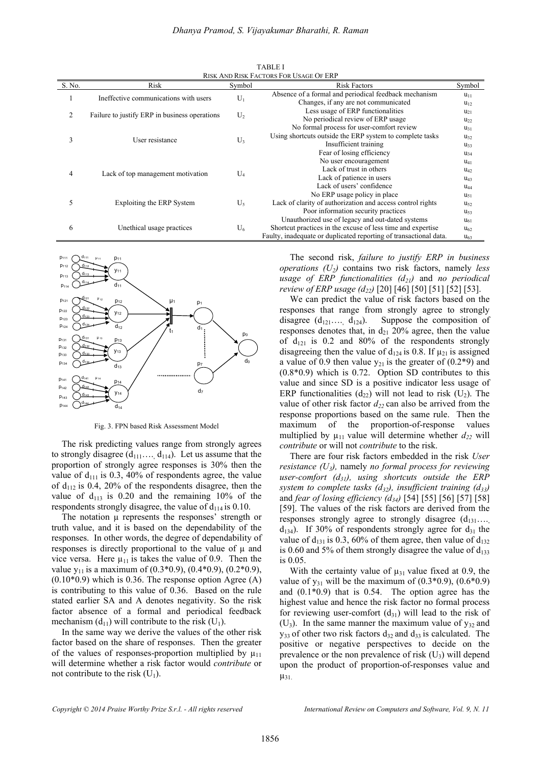TABLE I
RISK AND RISK FACTORS FOR USAGE OF ERP

| S. No. | Risk | Symbol | Risk Factors | Symbol |
|---|---|---|---|---|
| 1 | Ineffective communications with users | $U_1$ | Absence of a formal and periodical feedback mechanism | $u_{11}$ |
| | | | Changes, if any are not communicated | $u_{12}$ |
| 2 | Failure to justify ERP in business operations | $U_2$ | Less usage of ERP functionalities | $u_{21}$ |
| | | | No periodical review of ERP usage | $u_{22}$ |
| 3 | User resistance | $U_3$ | No formal process for user-comfort review | $u_{31}$ |
| | | | Using shortcuts outside the ERP system to complete tasks | $u_{32}$ |
| | | | Insufficient training | $u_{33}$ |
| | | | Fear of losing efficiency | $u_{34}$ |
| 4 | Lack of top management motivation | $U_4$ | No user encouragement | $u_{41}$ |
| | | | Lack of trust in others | $u_{42}$ |
| | | | Lack of patience in users | $u_{43}$ |
| | | | Lack of users' confidence | $u_{44}$ |
| 5 | Exploiting the ERP System | $U_5$ | No ERP usage policy in place | $u_{51}$ |
| | | | Lack of clarity of authorization and access control rights | $u_{52}$ |
| | | | Poor information security practices | $u_{53}$ |
| 6 | Unethical usage practices | $U_6$ | Unauthorized use of legacy and out-dated systems | $u_{61}$ |
| | | | Shortcut practices in the excuse of less time and expertise | $u_{62}$ |
| | | | Faulty, inadequate or duplicated reporting of transactional data. | $u_{63}$ |

Fig. 3. FPN based Risk Assessment Model

The risk predicting values range from strongly agrees to strongly disagree ($d_{111}$…., $d_{114}$). Let us assume that the proportion of strongly agree responses is 30% then the value of $d_{111}$ is 0.3, 40% of respondents agree, the value of $d_{112}$ is 0.4, 20% of the respondents disagree, then the value of $d_{113}$ is 0.20 and the remaining 10% of the respondents strongly disagree, the value of $d_{114}$ is 0.10.

The notation μ represents the responses' strength or truth value, and it is based on the dependability of the responses. In other words, the degree of dependability of responses is directly proportional to the value of μ and vice versa. Here $\mu_{11}$ is takes the value of 0.9. Then the value $y_{11}$ is a maximum of (0.3*0.9), (0.4*0.9), (0.2*0.9), (0.10*0.9) which is 0.36. The response option Agree (A) is contributing to this value of 0.36. Based on the rule stated earlier SA and A denotes negativity. So the risk factor absence of a formal and periodical feedback mechanism ($d_{11}$) will contribute to the risk ($U_1$).

In the same way we derive the values of the other risk factor based on the share of responses. Then the greater of the values of responses-proportion multiplied by $\mu_{11}$ will determine whether a risk factor would *contribute* or not contribute to the risk ($U_1$).

The second risk, *failure to justify ERP in business operations ($U_2$)* contains two risk factors, namely *less usage of ERP functionalities ($d_{21}$)* and *no periodical review of ERP usage ($d_{22}$)* [20] [46] [50] [51] [52] [53].

We can predict the value of risk factors based on the responses that range from strongly agree to strongly disagree ($d_{121}$…., $d_{124}$). Suppose the composition of responses denotes that, in $d_{21}$ 20% agree, then the value of $d_{121}$ is 0.2 and 80% of the respondents strongly disagreeing then the value of $d_{124}$ is 0.8. If $\mu_{21}$ is assigned a value of 0.9 then value $y_{21}$ is the greater of (0.2*9) and (0.8*0.9) which is 0.72. Option SD contributes to this value and since SD is a positive indicator less usage of ERP functionalities ($d_{22}$) will not lead to risk ($U_2$). The value of other risk factor $d_{22}$ can also be arrived from the response proportions based on the same rule. Then the maximum of the proportion-of-response values multiplied by $\mu_{11}$ value will determine whether $d_{22}$ will *contribute* or will not *contribute* to the risk.

There are four risk factors embedded in the risk *User resistance ($U_3$),* namely *no formal process for reviewing user-comfort ($d_{31}$), using shortcuts outside the ERP system to complete tasks ($d_{32}$), insufficient training ($d_{33}$)* and *fear of losing efficiency ($d_{34}$)* [54] [55] [56] [57] [58] [59]. The values of the risk factors are derived from the responses strongly agree to strongly disagree ($d_{131}$…., $d_{134}$). If 30% of respondents strongly agree for $d_{31}$ the value of $d_{131}$ is 0.3, 60% of them agree, then value of $d_{132}$ is 0.60 and 5% of them strongly disagree the value of $d_{133}$ is 0.05.

With the certainty value of $\mu_{31}$ value fixed at 0.9, the value of $y_{31}$ will be the maximum of (0.3*0.9), (0.6*0.9) and (0.1*0.9) that is 0.54. The option agree has the highest value and hence the risk factor no formal process for reviewing user-comfort ($d_{31}$) will lead to the risk of ($U_3$). In the same manner the maximum value of $y_{32}$ and $y_{33}$ of other two risk factors $d_{32}$ and $d_{33}$ is calculated. The positive or negative perspectives to decide on the prevalence or the non prevalence of risk ($U_3$) will depend upon the product of proportion-of-responses value and $\mu_{31}$.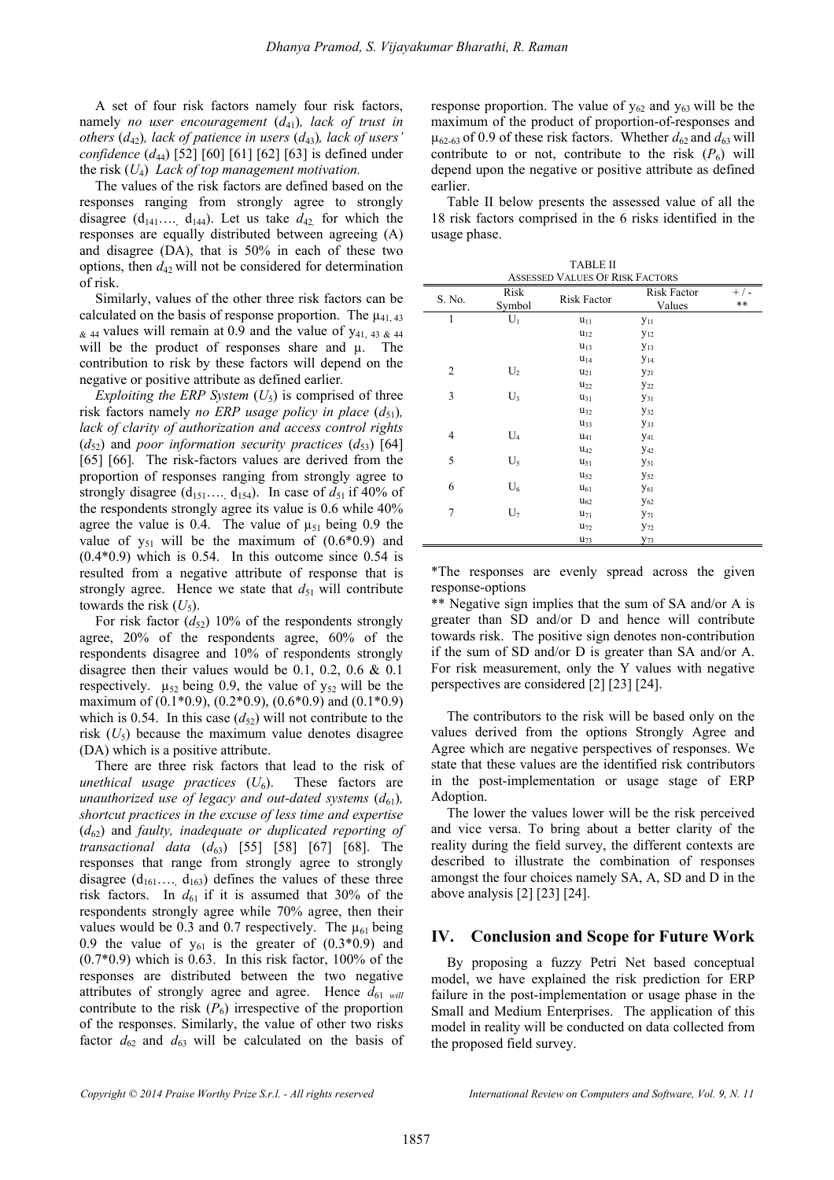A set of four risk factors namely four risk factors, namely *no user encouragement* ($d_{41}$)*, lack of trust in others* ($d_{42}$)*, lack of patience in users* ($d_{43}$)*, lack of users' confidence* ($d_{44}$) [52] [60] [61] [62] [63] is defined under the risk ($U_4$) *Lack of top management motivation.*

The values of the risk factors are defined based on the responses ranging from strongly agree to strongly disagree ($d_{141}$…., $d_{144}$). Let us take $d_{42,}$ for which the responses are equally distributed between agreeing (A) and disagree (DA), that is 50% in each of these two options, then $d_{42}$ will not be considered for determination of risk.

Similarly, values of the other three risk factors can be calculated on the basis of response proportion. The $\mu_{41,\,43\,\&\,44}$ values will remain at 0.9 and the value of $y_{41,\,43\,\&\,44}$ will be the product of responses share and μ. The contribution to risk by these factors will depend on the negative or positive attribute as defined earlier.

*Exploiting the ERP System* ($U_5$) is comprised of three risk factors namely *no ERP usage policy in place* ($d_{51}$)*, lack of clarity of authorization and access control rights* ($d_{52}$) and *poor information security practices* ($d_{53}$) [64] [65] [66]. The risk-factors values are derived from the proportion of responses ranging from strongly agree to strongly disagree ($d_{151}$…., $d_{154}$). In case of $d_{51}$ if 40% of the respondents strongly agree its value is 0.6 while 40% agree the value is 0.4. The value of $\mu_{51}$ being 0.9 the value of $y_{51}$ will be the maximum of (0.6*0.9) and (0.4*0.9) which is 0.54. In this outcome since 0.54 is resulted from a negative attribute of response that is strongly agree. Hence we state that $d_{51}$ will contribute towards the risk ($U_5$).

For risk factor ($d_{52}$) 10% of the respondents strongly agree, 20% of the respondents agree, 60% of the respondents disagree and 10% of respondents strongly disagree then their values would be 0.1, 0.2, 0.6 & 0.1 respectively. $\mu_{52}$ being 0.9, the value of $y_{52}$ will be the maximum of (0.1*0.9), (0.2*0.9), (0.6*0.9) and (0.1*0.9) which is 0.54. In this case ($d_{52}$) will not contribute to the risk ($U_5$) because the maximum value denotes disagree (DA) which is a positive attribute.

There are three risk factors that lead to the risk of *unethical usage practices* ($U_6$). These factors are *unauthorized use of legacy and out-dated systems* ($d_{61}$)*, shortcut practices in the excuse of less time and expertise* ($d_{62}$) and *faulty, inadequate or duplicated reporting of transactional data* ($d_{63}$) [55] [58] [67] [68]. The responses that range from strongly agree to strongly disagree ($d_{161}$…., $d_{163}$) defines the values of these three risk factors. In $d_{61}$ if it is assumed that 30% of the respondents strongly agree while 70% agree, then their values would be 0.3 and 0.7 respectively. The $\mu_{61}$ being 0.9 the value of $y_{61}$ is the greater of (0.3*0.9) and (0.7*0.9) which is 0.63. In this risk factor, 100% of the responses are distributed between the two negative attributes of strongly agree and agree. Hence $d_{61}$ *will* contribute to the risk ($P_6$) irrespective of the proportion of the responses. Similarly, the value of other two risks factor $d_{62}$ and $d_{63}$ will be calculated on the basis of response proportion. The value of $y_{62}$ and $y_{63}$ will be the maximum of the product of proportion-of-responses and $\mu_{62\text{-}63}$ of 0.9 of these risk factors. Whether $d_{62}$ and $d_{63}$ will contribute to or not, contribute to the risk ($P_6$) will depend upon the negative or positive attribute as defined earlier.

Table II below presents the assessed value of all the 18 risk factors comprised in the 6 risks identified in the usage phase.

TABLE II
ASSESSED VALUES OF RISK FACTORS

| S. No. | Risk Symbol | Risk Factor | Risk Factor Values | + / - ** |
|---|---|---|---|---|
| 1 | $U_1$ | $u_{11}$ | $y_{11}$ | |
| | | $u_{12}$ | $y_{12}$ | |
| | | $u_{13}$ | $y_{13}$ | |
| | | $u_{14}$ | $y_{14}$ | |
| 2 | $U_2$ | $u_{21}$ | $y_{21}$ | |
| | | $u_{22}$ | $y_{22}$ | |
| 3 | $U_3$ | $u_{31}$ | $y_{31}$ | |
| | | $u_{32}$ | $y_{32}$ | |
| | | $u_{33}$ | $y_{33}$ | |
| 4 | $U_4$ | $u_{41}$ | $y_{41}$ | |
| | | $u_{42}$ | $y_{42}$ | |
| 5 | $U_5$ | $u_{51}$ | $y_{51}$ | |
| | | $u_{52}$ | $y_{52}$ | |
| 6 | $U_6$ | $u_{61}$ | $y_{61}$ | |
| | | $u_{62}$ | $y_{62}$ | |
| 7 | $U_7$ | $u_{71}$ | $y_{71}$ | |
| | | $u_{72}$ | $y_{72}$ | |
| | | $u_{73}$ | $y_{73}$ | |

*The responses are evenly spread across the given response-options

** Negative sign implies that the sum of SA and/or A is greater than SD and/or D and hence will contribute towards risk. The positive sign denotes non-contribution if the sum of SD and/or D is greater than SA and/or A. For risk measurement, only the Y values with negative perspectives are considered [2] [23] [24].

The contributors to the risk will be based only on the values derived from the options Strongly Agree and Agree which are negative perspectives of responses. We state that these values are the identified risk contributors in the post-implementation or usage stage of ERP Adoption.

The lower the values lower will be the risk perceived and vice versa. To bring about a better clarity of the reality during the field survey, the different contexts are described to illustrate the combination of responses amongst the four choices namely SA, A, SD and D in the above analysis [2] [23] [24].

## IV. Conclusion and Scope for Future Work

By proposing a fuzzy Petri Net based conceptual model, we have explained the risk prediction for ERP failure in the post-implementation or usage phase in the Small and Medium Enterprises. The application of this model in reality will be conducted on data collected from the proposed field survey.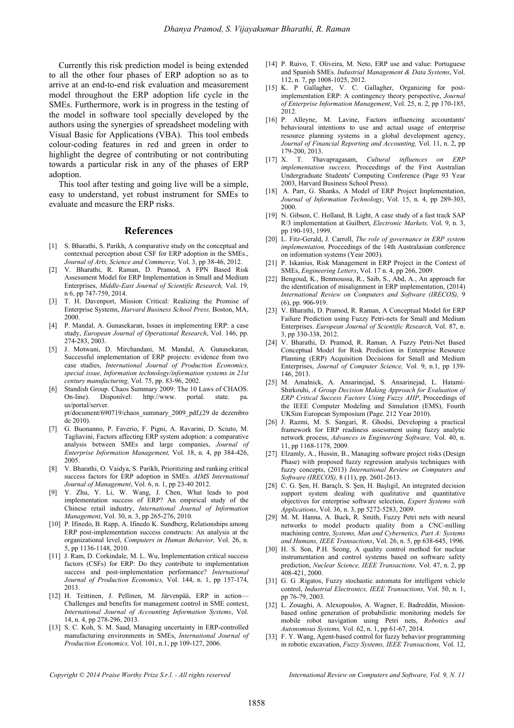Currently this risk prediction model is being extended to all the other four phases of ERP adoption so as to arrive at an end-to-end risk evaluation and measurement model throughout the ERP adoption life cycle in the SMEs. Furthermore, work is in progress in the testing of the model in software tool specially developed by the authors using the synergies of spreadsheet modeling with Visual Basic for Applications (VBA). This tool embeds colour-coding features in red and green in order to highlight the degree of contributing or not contributing towards a particular risk in any of the phases of ERP adoption.

This tool after testing and going live will be a simple, easy to understand, yet robust instrument for SMEs to evaluate and measure the ERP risks.

## References

[1] S. Bharathi, S. Parikh, A comparative study on the conceptual and contextual perception about CSF for ERP adoption in the SMEs., *Journal of Arts, Science and Commerce,* Vol. 3, pp 38-46, 2012.

[2] V. Bharathi, R. Raman, D. Pramod, A FPN Based Risk Assessment Model for ERP Implementation in Small and Medium Enterprises, *Middle-East Journal of Scientific Research,* Vol. 19, n 6, pp 747-759, 2014.

[3] T. H. Davenport, Mission Critical: Realizing the Promise of Enterprise Systems, *Harvard Business School Press,* Boston, MA, 2000.

[4] P. Mandal, A. Gunasekaran, Issues in implementing ERP: a case study, *European Journal of Operational Research*, Vol. 146, pp. 274-283, 2003.

[5] J. Motwani, D. Mirchandani, M. Mandal, A. Gunasekaran, Successful implementation of ERP projects: evidence from two case studies, *International Journal of Production Economics, special issue, Information technology/information systems in 21st century manufacturing,* Vol. 75, pp. 83-96, 2002.

[6] Standish Group. Chaos Summary 2009: The 10 Laws of CHAOS. On-line). Disponível: http://www. portal. state. pa. us/portal/server. pt/document/690719/chaos_summary_2009_pdf,(29 de dezembro de 2010).

[7] G. Buonanno, P. Faverio, F. Pigni, A. Ravarini, D. Sciuto, M. Tagliavini, Factors affecting ERP system adoption: a comparative analysis between SMEs and large companies, *Journal of Enterprise Information Management,* Vol. 18, n. 4, pp 384-426, 2005.

[8] V. Bharathi, O. Vaidya, S. Parikh, Prioritizing and ranking critical success factors for ERP adoption in SMEs. *AIMS International Journal of Management*, Vol. 6, n. 1, pp 23-40 2012.

[9] Y. Zhu, Y. Li, W. Wang, J. Chen, What leads to post implementation success of ERP? An empirical study of the Chinese retail industry, *International Journal of Information Management*, Vol. 30, n. 3, pp 265-276, 2010.

[10] P. Ifinedo, B. Rapp, A. Ifinedo K. Sundberg, Relationships among ERP post-implementation success constructs: An analysis at the organizational level, *Computers in Human Behavior,* Vol. 26, n. 5, pp 1136-1148, 2010.

[11] J. Ram, D. Corkindale, M. L. Wu, Implementation critical success factors (CSFs) for ERP: Do they contribute to implementation success and post-implementation performance? *International Journal of Production Economics,* Vol. 144, n. 1, pp 157-174, 2013.

[12] H. Teittinen, J. Pellinen, M. Järvenpää, ERP in action—Challenges and benefits for management control in SME context, *International Journal of Accounting Information Systems*, Vol. 14, n. 4, pp 278-296, 2013.

[13] S. C. Koh, S. M. Saad, Managing uncertainty in ERP-controlled manufacturing environments in SMEs, *International Journal of Production Economics,* Vol. 101, n.1, pp 109-127, 2006.

[14] P. Ruivo, T. Oliveira, M. Neto, ERP use and value: Portuguese and Spanish SMEs. *Industrial Management & Data Systems*, Vol. 112, n. 7, pp 1008-1025, 2012.

[15] K. P Gallagher, V. C. Gallagher, Organizing for post-implementation ERP: A contingency theory perspective, *Journal of Enterprise Information Management*, Vol. 25, n. 2, pp 170-185, 2012.

[16] P. Alleyne, M. Lavine, Factors influencing accountants' behavioural intentions to use and actual usage of enterprise resource planning systems in a global development agency, *Journal of Financial Reporting and Accounting,* Vol. 11, n. 2, pp 179-200, 2013.

[17] X. T. Thavapragasam, *Cultural influences on ERP implementation success,* Proceedings of the First Australian Undergraduate Students' Computing Conference (Page 93 Year 2003, Harvard Business School Press).

[18] A. Parr, G. Shanks, A Model of ERP Project Implementation, *Journal of Information Technology*, Vol. 15, n. 4, pp 289-303, 2000.

[19] N. Gibson, C. Holland, B. Light, A case study of a fast track SAP R/3 implementation at Guilbert, *Electronic Markets,* Vol. 9, n. 3, pp 190-193, 1999.

[20] L. Fitz-Gerald, J. Carroll, *The role of governance in ERP system implementation,* Proceedings of the 14th Australasian conference on information systems (Year 2003).

[21] P. Iskanius, Risk Management in ERP Project in the Context of SMEs, *Engineering Letters*, Vol. 17 n. 4, pp 266, 2009.

[22] Bengoud, K., Benmoussa, R., Saib, S., Abd, A., An approach for the identification of misalignment in ERP implementation, (2014) *International Review on Computers and Software (IRECOS),* 9 (6), pp. 906-919.

[23] V. Bharathi, D. Pramod, R. Raman, A Conceptual Model for ERP Failure Prediction using Fuzzy Petri-nets for Small and Medium Enterprises. *European Journal of Scientific Research,* Vol. 87, n. 3, pp 330-338, 2012.

[24] V. Bharathi, D. Pramod, R. Raman, A Fuzzy Petri-Net Based Conceptual Model for Risk Prediction in Enterprise Resource Planning (ERP) Acquisition Decisions for Small and Medium Enterprises, *Journal of Computer Science,* Vol. 9, n.1, pp 139-146, 2013.

[25] M. Amalnick, A. Ansarinejad, S. Ansarinejad, L. Hatami-Shirkouhi, *A Group Decision Making Approach for Evaluation of ERP Critical Success Factors Using Fuzzy AHP*, Proceedings of the IEEE Computer Modeling and Simulation (EMS), Fourth UKSim European Symposium (Page. 212 Year 2010).

[26] J. Razmi, M. S. Sangari, R. Ghodsi, Developing a practical framework for ERP readiness assessment using fuzzy analytic network process, *Advances in Engineering Software,* Vol. 40, n. 11, pp 1168-1178, 2009.

[27] Elzamly, A., Hussin, B., Managing software project risks (Design Phase) with proposed fuzzy regression analysis techniques with fuzzy concepts, (2013) *International Review on Computers and Software (IRECOS),* 8 (11), pp. 2601-2613.

[28] C. G. Şen, H. Baraçlı, S. Şen, H. Başlıgil, An integrated decision support system dealing with qualitative and quantitative objectives for enterprise software selection, *Expert Systems with Applications*, Vol. 36, n. 3, pp 5272-5283, 2009.

[29] M. M. Hanna, A. Buck, R. Smith, Fuzzy Petri nets with neural networks to model products quality from a CNC-milling machining centre, *Systems, Man and Cybernetics, Part A: Systems and Humans, IEEE Transactions*, Vol. 26, n. 5, pp 638-645, 1996.

[30] H. S. Son, P.H. Seong, A quality control method for nuclear instrumentation and control systems based on software safety prediction, *Nuclear Science, IEEE Transactions,* Vol. 47, n. 2, pp 408-421, 2000.

[31] G. G .Rigatos, Fuzzy stochastic automata for intelligent vehicle control, *Industrial Electronics, IEEE Transactions,* Vol. 50, n. 1, pp 76-79, 2003.

[32] L. Zouaghi, A. Alexopoulos, A. Wagner, E. Badreddin, Mission-based online generation of probabilistic monitoring models for mobile robot navigation using Petri nets, *Robotics and Autonomous Systems,* Vol. 62, n. 1, pp 61-67, 2014.

[33] F. Y. Wang, Agent-based control for fuzzy behavior programming in robotic excavation, *Fuzzy Systems, IEEE Transactions,* Vol. 12,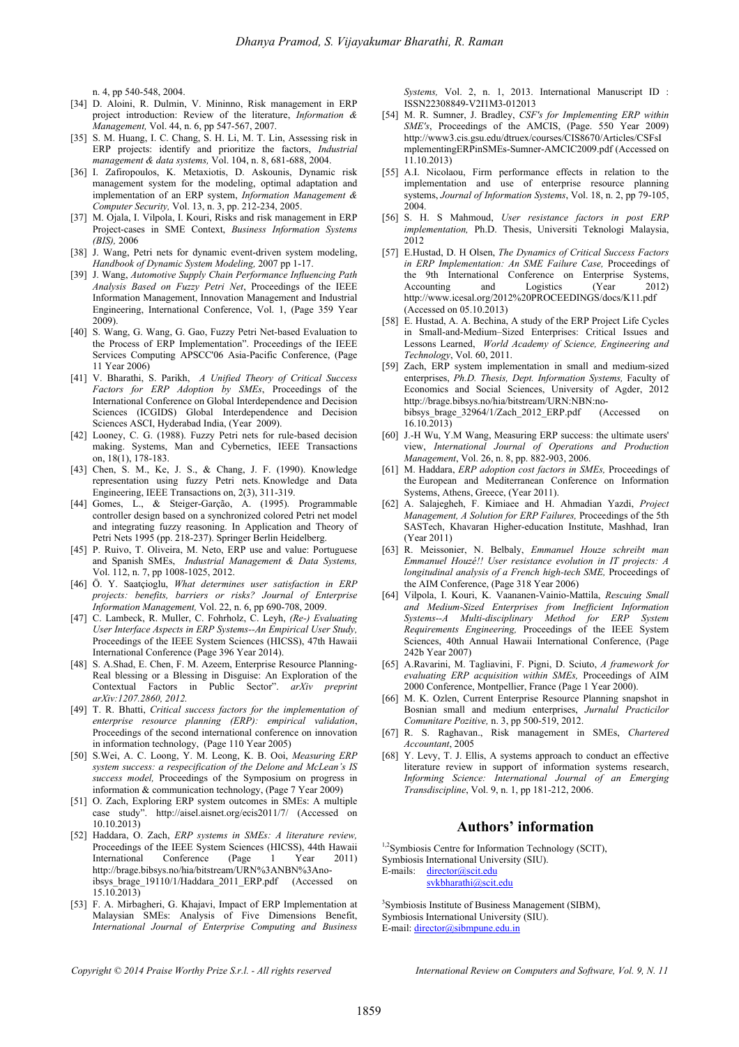n. 4, pp 540-548, 2004.

[34] D. Aloini, R. Dulmin, V. Mininno, Risk management in ERP project introduction: Review of the literature, *Information & Management,* Vol. 44, n. 6, pp 547-567, 2007.

[35] S. M. Huang, I. C. Chang, S. H. Li, M. T. Lin, Assessing risk in ERP projects: identify and prioritize the factors, *Industrial management & data systems,* Vol. 104, n. 8, 681-688, 2004.

[36] I. Zafiropoulos, K. Metaxiotis, D. Askounis, Dynamic risk management system for the modeling, optimal adaptation and implementation of an ERP system, *Information Management & Computer Security,* Vol. 13, n. 3, pp. 212-234, 2005.

[37] M. Ojala, I. Vilpola, I. Kouri, Risks and risk management in ERP Project-cases in SME Context, *Business Information Systems (BIS),* 2006

[38] J. Wang, Petri nets for dynamic event-driven system modeling, *Handbook of Dynamic System Modeling,* 2007 pp 1-17.

[39] J. Wang, *Automotive Supply Chain Performance Influencing Path Analysis Based on Fuzzy Petri Net*, Proceedings of the IEEE Information Management, Innovation Management and Industrial Engineering, International Conference, Vol. 1, (Page 359 Year 2009).

[40] S. Wang, G. Wang, G. Gao, Fuzzy Petri Net-based Evaluation to the Process of ERP Implementation". Proceedings of the IEEE Services Computing APSCC'06 Asia-Pacific Conference, (Page 11 Year 2006)

[41] V. Bharathi, S. Parikh, *A Unified Theory of Critical Success Factors for ERP Adoption by SMEs*, Proceedings of the International Conference on Global Interdependence and Decision Sciences (ICGIDS) Global Interdependence and Decision Sciences ASCI, Hyderabad India, (Year 2009).

[42] Looney, C. G. (1988). Fuzzy Petri nets for rule-based decision making. Systems, Man and Cybernetics, IEEE Transactions on, 18(1), 178-183.

[43] Chen, S. M., Ke, J. S., & Chang, J. F. (1990). Knowledge representation using fuzzy Petri nets. Knowledge and Data Engineering, IEEE Transactions on, 2(3), 311-319.

[44] Gomes, L., & Steiger-Garção, A. (1995). Programmable controller design based on a synchronized colored Petri net model and integrating fuzzy reasoning. In Application and Theory of Petri Nets 1995 (pp. 218-237). Springer Berlin Heidelberg.

[45] P. Ruivo, T. Oliveira, M. Neto, ERP use and value: Portuguese and Spanish SMEs, *Industrial Management & Data Systems,* Vol. 112, n. 7, pp 1008-1025, 2012.

[46] Ö. Y. Saatçioglu, *What determines user satisfaction in ERP projects: benefits, barriers or risks? Journal of Enterprise Information Management,* Vol. 22, n. 6, pp 690-708, 2009.

[47] C. Lambeck, R. Muller, C. Fohrholz, C. Leyh, *(Re-) Evaluating User Interface Aspects in ERP Systems--An Empirical User Study,* Proceedings of the IEEE System Sciences (HICSS), 47th Hawaii International Conference (Page 396 Year 2014).

[48] S. A.Shad, E. Chen, F. M. Azeem, Enterprise Resource Planning-Real blessing or a Blessing in Disguise: An Exploration of the Contextual Factors in Public Sector". *arXiv preprint arXiv:1207.2860, 2012.*

[49] T. R. Bhatti, *Critical success factors for the implementation of enterprise resource planning (ERP): empirical validation*, Proceedings of the second international conference on innovation in information technology, (Page 110 Year 2005)

[50] S.Wei, A. C. Loong, Y. M. Leong, K. B. Ooi, *Measuring ERP system success: a respecification of the Delone and McLean's IS success model,* Proceedings of the Symposium on progress in information & communication technology, (Page 7 Year 2009)

[51] O. Zach, Exploring ERP system outcomes in SMEs: A multiple case study". http://aisel.aisnet.org/ecis2011/7/ (Accessed on 10.10.2013)

[52] Haddara, O. Zach, *ERP systems in SMEs: A literature review,* Proceedings of the IEEE System Sciences (HICSS), 44th Hawaii International Conference (Page 1 Year 2011) http://brage.bibsys.no/hia/bitstream/URN%3ANBN%3Ano-ibsys_brage_19110/1/Haddara_2011_ERP.pdf (Accessed on 15.10.2013)

[53] F. A. Mirbagheri, G. Khajavi, Impact of ERP Implementation at Malaysian SMEs: Analysis of Five Dimensions Benefit, *International Journal of Enterprise Computing and Business Systems,* Vol. 2, n. 1, 2013. International Manuscript ID : ISSN22308849-V2I1M3-012013

[54] M. R. Sumner, J. Bradley, *CSF's for Implementing ERP within SME's*, Proceedings of the AMCIS, (Page. 550 Year 2009) http://www3.cis.gsu.edu/dtruex/courses/CIS8670/Articles/CSFsImplementingERPinSMEs-Sumner-AMCIC2009.pdf (Accessed on 11.10.2013)

[55] A.I. Nicolaou, Firm performance effects in relation to the implementation and use of enterprise resource planning systems, *Journal of Information Systems*, Vol. 18, n. 2, pp 79-105, 2004.

[56] S. H. S Mahmoud, *User resistance factors in post ERP implementation,* Ph.D. Thesis, Universiti Teknologi Malaysia, 2012

[57] E.Hustad, D. H Olsen, *The Dynamics of Critical Success Factors in ERP Implementation: An SME Failure Case,* Proceedings of the 9th International Conference on European Systems, Accounting and Logistics (Year 2012) http://www.icesal.org/2012%20PROCEEDINGS/docs/K11.pdf (Accessed on 05.10.2013)

[58] E. Hustad, A. A. Bechina, A study of the ERP Project Life Cycles in Small-and-Medium–Sized Enterprises: Critical Issues and Lessons Learned, *World Academy of Science, Engineering and Technology*, Vol. 60, 2011.

[59] Zach, ERP system implementation in small and medium-sized enterprises, *Ph.D. Thesis, Dept. Information Systems,* Faculty of Economics and Social Sciences, University of Agder, 2012 http://brage.bibsys.no/hia/bitstream/URN:NBN:no-bibsys_brage_32964/1/Zach_2012_ERP.pdf (Accessed on 16.10.2013)

[60] J.-H Wu, Y.M Wang, Measuring ERP success: the ultimate users' view, *International Journal of Operations and Production Management*, Vol. 26, n. 8, pp. 882-903, 2006.

[61] M. Haddara, *ERP adoption cost factors in SMEs,* Proceedings of the European and Mediterranean Conference on Information Systems, Athens, Greece, (Year 2011).

[62] A. Salajegheh, F. Kimiaee and H. Ahmadian Yazdi, *Project Management, A Solution for ERP Failures,* Proceedings of the 5th SASTech, Khavaran Higher-education Institute, Mashhad, Iran (Year 2011)

[63] R. Meissonier, N. Belbaly, *Emmanuel Houze schreibt man Emmanuel Houzé!! User resistance evolution in IT projects: A longitudinal analysis of a French high-tech SME,* Proceedings of the AIM Conference, (Page 318 Year 2006)

[64] Vilpola, I. Kouri, K. Vaananen-Vainio-Mattila, *Rescuing Small and Medium-Sized Enterprises from Inefficient Information Systems--A Multi-disciplinary Method for ERP System Requirements Engineering,* Proceedings of the IEEE System Sciences, 40th Annual Hawaii International Conference, (Page 242b Year 2007)

[65] A.Ravarini, M. Tagliavini, F. Pigni, D. Sciuto, *A framework for evaluating ERP acquisition within SMEs,* Proceedings of AIM 2000 Conference, Montpellier, France (Page 1 Year 2000).

[66] M. K. Ozlen, Current Enterprise Resource Planning snapshot in Bosnian small and medium enterprises, *Jurnalul Practicilor Comunitare Pozitive,* n. 3, pp 500-519, 2012.

[67] R. S. Raghavan., Risk management in SMEs, *Chartered Accountant*, 2005

[68] Y. Levy, T. J. Ellis, A systems approach to conduct an effective literature review in support of information systems research, *Informing Science: International Journal of an Emerging Transdiscipline*, Vol. 9, n. 1, pp 181-212, 2006.

## Authors' information

[1,2]Symbiosis Centre for Information Technology (SCIT), Symbiosis International University (SIU).
E-mails: director@scit.edu
svkbharathi@scit.edu

[3]Symbiosis Institute of Business Management (SIBM), Symbiosis International University (SIU).
E-mail: director@sibmpune.edu.in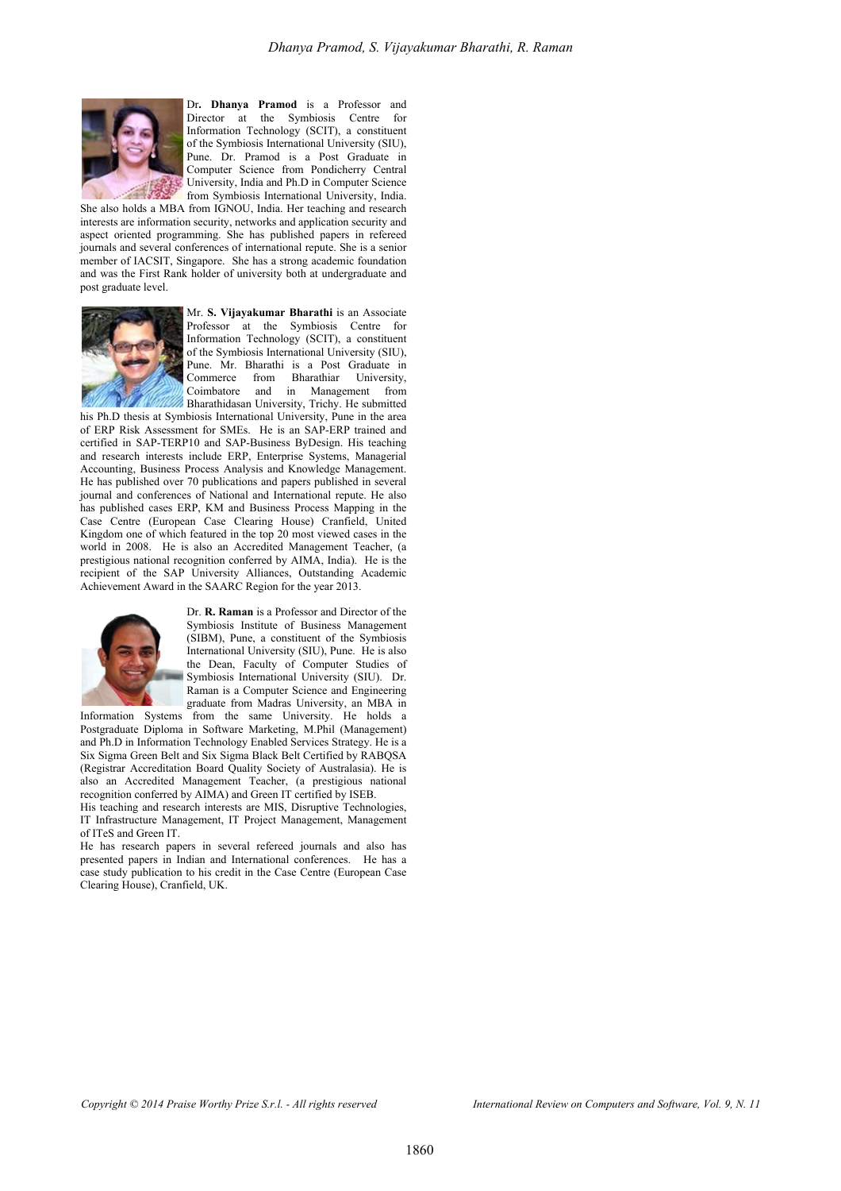Dr**. Dhanya Pramod** is a Professor and Director at the Symbiosis Centre for Information Technology (SCIT), a constituent of the Symbiosis International University (SIU), Pune. Dr. Pramod is a Post Graduate in Computer Science from Pondicherry Central University, India and Ph.D in Computer Science from Symbiosis International University, India. She also holds a MBA from IGNOU, India. Her teaching and research interests are information security, networks and application security and aspect oriented programming. She has published papers in refereed journals and several conferences of international repute. She is a senior member of IACSIT, Singapore. She has a strong academic foundation and was the First Rank holder of university both at undergraduate and post graduate level.

Mr. **S. Vijayakumar Bharathi** is an Associate Professor at the Symbiosis Centre for Information Technology (SCIT), a constituent of the Symbiosis International University (SIU), Pune. Mr. Bharathi is a Post Graduate in Commerce from Bharathiar University, Coimbatore and in Management from Bharathidasan University, Trichy. He submitted his Ph.D thesis at Symbiosis International University, Pune in the area of ERP Risk Assessment for SMEs. He is an SAP-ERP trained and certified in SAP-TERP10 and SAP-Business ByDesign. His teaching and research interests include ERP, Enterprise Systems, Managerial Accounting, Business Process Analysis and Knowledge Management. He has published over 70 publications and papers published in several journal and conferences of National and International repute. He also has published cases ERP, KM and Business Process Mapping in the Case Centre (European Case Clearing House) Cranfield, United Kingdom one of which featured in the top 20 most viewed cases in the world in 2008. He is also an Accredited Management Teacher, (a prestigious national recognition conferred by AIMA, India). He is the recipient of the SAP University Alliances, Outstanding Academic Achievement Award in the SAARC Region for the year 2013.

Dr. **R. Raman** is a Professor and Director of the Symbiosis Institute of Business Management (SIBM), Pune, a constituent of the Symbiosis International University (SIU), Pune. He is also the Dean, Faculty of Computer Studies of Symbiosis International University (SIU). Dr. Raman is a Computer Science and Engineering graduate from Madras University, an MBA in Information Systems from the same University. He holds a Postgraduate Diploma in Software Marketing, M.Phil (Management) and Ph.D in Information Technology Enabled Services Strategy. He is a Six Sigma Green Belt and Six Sigma Black Belt Certified by RABQSA (Registrar Accreditation Board Quality Society of Australasia). He is also an Accredited Management Teacher, (a prestigious national recognition conferred by AIMA) and Green IT certified by ISEB.

His teaching and research interests are MIS, Disruptive Technologies, IT Infrastructure Management, IT Project Management, Management of ITeS and Green IT.

He has research papers in several refereed journals and also has presented papers in Indian and International conferences. He has a case study publication to his credit in the Case Centre (European Case Clearing House), Cranfield, UK.